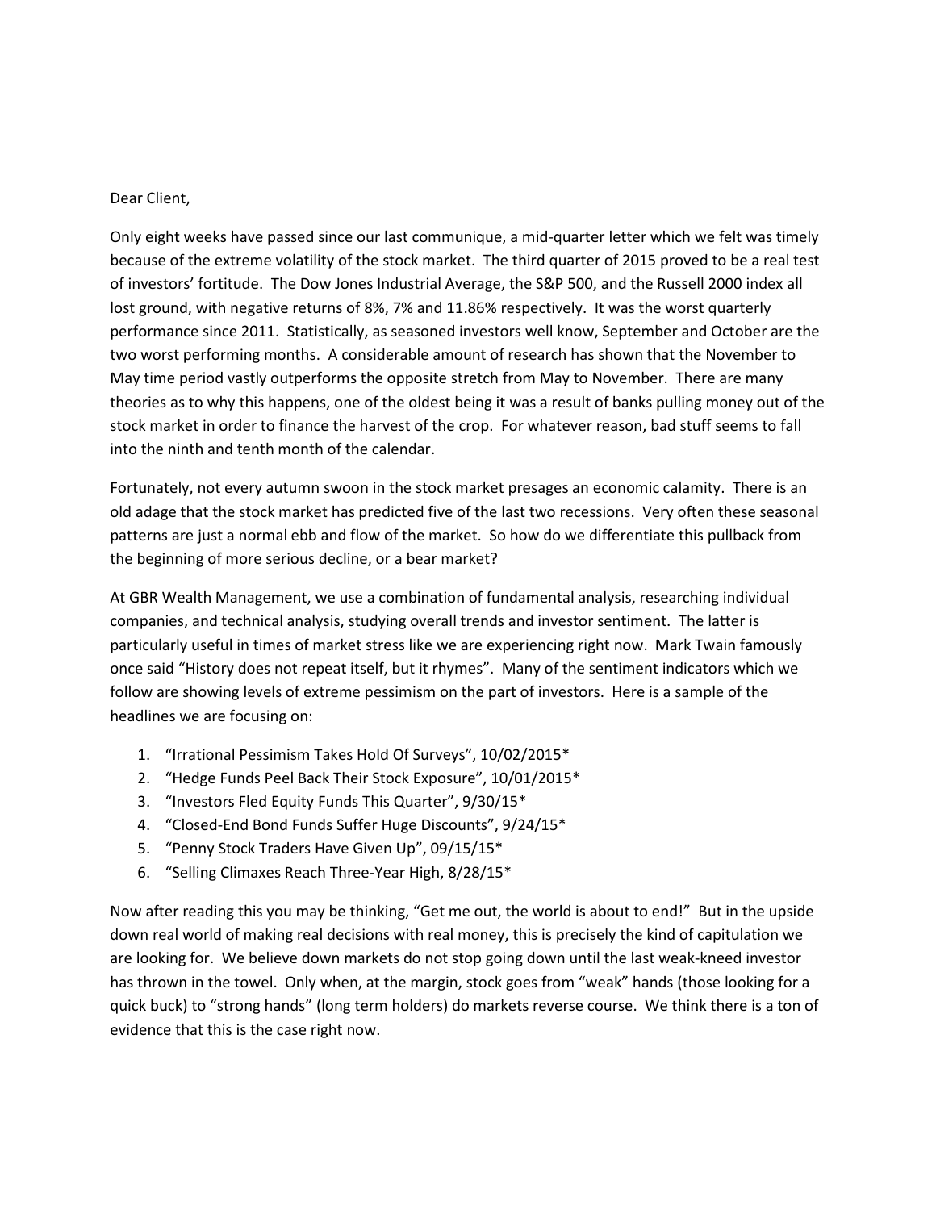Dear Client,

Only eight weeks have passed since our last communique, a mid-quarter letter which we felt was timely because of the extreme volatility of the stock market. The third quarter of 2015 proved to be a real test of investors' fortitude. The Dow Jones Industrial Average, the S&P 500, and the Russell 2000 index all lost ground, with negative returns of 8%, 7% and 11.86% respectively. It was the worst quarterly performance since 2011. Statistically, as seasoned investors well know, September and October are the two worst performing months. A considerable amount of research has shown that the November to May time period vastly outperforms the opposite stretch from May to November. There are many theories as to why this happens, one of the oldest being it was a result of banks pulling money out of the stock market in order to finance the harvest of the crop. For whatever reason, bad stuff seems to fall into the ninth and tenth month of the calendar.

Fortunately, not every autumn swoon in the stock market presages an economic calamity. There is an old adage that the stock market has predicted five of the last two recessions. Very often these seasonal patterns are just a normal ebb and flow of the market. So how do we differentiate this pullback from the beginning of more serious decline, or a bear market?

At GBR Wealth Management, we use a combination of fundamental analysis, researching individual companies, and technical analysis, studying overall trends and investor sentiment. The latter is particularly useful in times of market stress like we are experiencing right now. Mark Twain famously once said "History does not repeat itself, but it rhymes". Many of the sentiment indicators which we follow are showing levels of extreme pessimism on the part of investors. Here is a sample of the headlines we are focusing on:

1. "Irrational Pessimism Takes Hold Of Surveys", 10/02/2015*
2. "Hedge Funds Peel Back Their Stock Exposure", 10/01/2015*
3. "Investors Fled Equity Funds This Quarter", 9/30/15*
4. "Closed-End Bond Funds Suffer Huge Discounts", 9/24/15*
5. "Penny Stock Traders Have Given Up", 09/15/15*
6. "Selling Climaxes Reach Three-Year High, 8/28/15*

Now after reading this you may be thinking, "Get me out, the world is about to end!" But in the upside down real world of making real decisions with real money, this is precisely the kind of capitulation we are looking for. We believe down markets do not stop going down until the last weak-kneed investor has thrown in the towel. Only when, at the margin, stock goes from "weak" hands (those looking for a quick buck) to "strong hands" (long term holders) do markets reverse course. We think there is a ton of evidence that this is the case right now.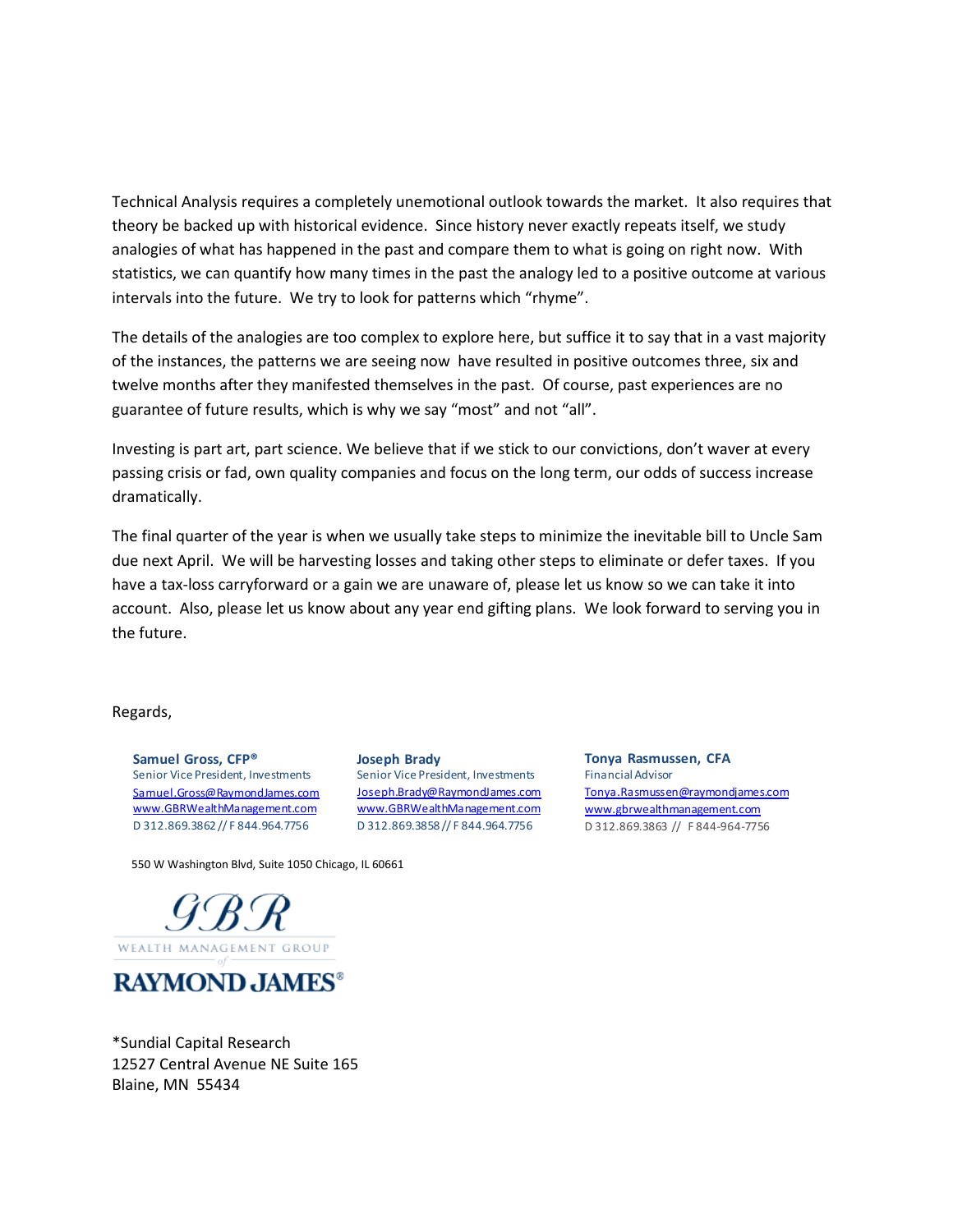Technical Analysis requires a completely unemotional outlook towards the market. It also requires that theory be backed up with historical evidence. Since history never exactly repeats itself, we study analogies of what has happened in the past and compare them to what is going on right now. With statistics, we can quantify how many times in the past the analogy led to a positive outcome at various intervals into the future. We try to look for patterns which "rhyme".

The details of the analogies are too complex to explore here, but suffice it to say that in a vast majority of the instances, the patterns we are seeing now have resulted in positive outcomes three, six and twelve months after they manifested themselves in the past. Of course, past experiences are no guarantee of future results, which is why we say "most" and not "all".

Investing is part art, part science. We believe that if we stick to our convictions, don't waver at every passing crisis or fad, own quality companies and focus on the long term, our odds of success increase dramatically.

The final quarter of the year is when we usually take steps to minimize the inevitable bill to Uncle Sam due next April. We will be harvesting losses and taking other steps to eliminate or defer taxes. If you have a tax-loss carryforward or a gain we are unaware of, please let us know so we can take it into account. Also, please let us know about any year end gifting plans. We look forward to serving you in the future.

Regards,

**Samuel Gross, CFP®**
Senior Vice President, Investments
Samuel.Gross@RaymondJames.com
www.GBRWealthManagement.com
D 312.869.3862 // F 844.964.7756

**Joseph Brady**
Senior Vice President, Investments
Joseph.Brady@RaymondJames.com
www.GBRWealthManagement.com
D 312.869.3858 // F 844.964.7756

**Tonya Rasmussen, CFA**
Financial Advisor
Tonya.Rasmussen@raymondjames.com
www.gbrwealthmanagement.com
D 312.869.3863 // F 844-964-7756

550 W Washington Blvd, Suite 1050 Chicago, IL 60661

GBR
WEALTH MANAGEMENT GROUP
of
RAYMOND JAMES®

*Sundial Capital Research
12527 Central Avenue NE Suite 165
Blaine, MN 55434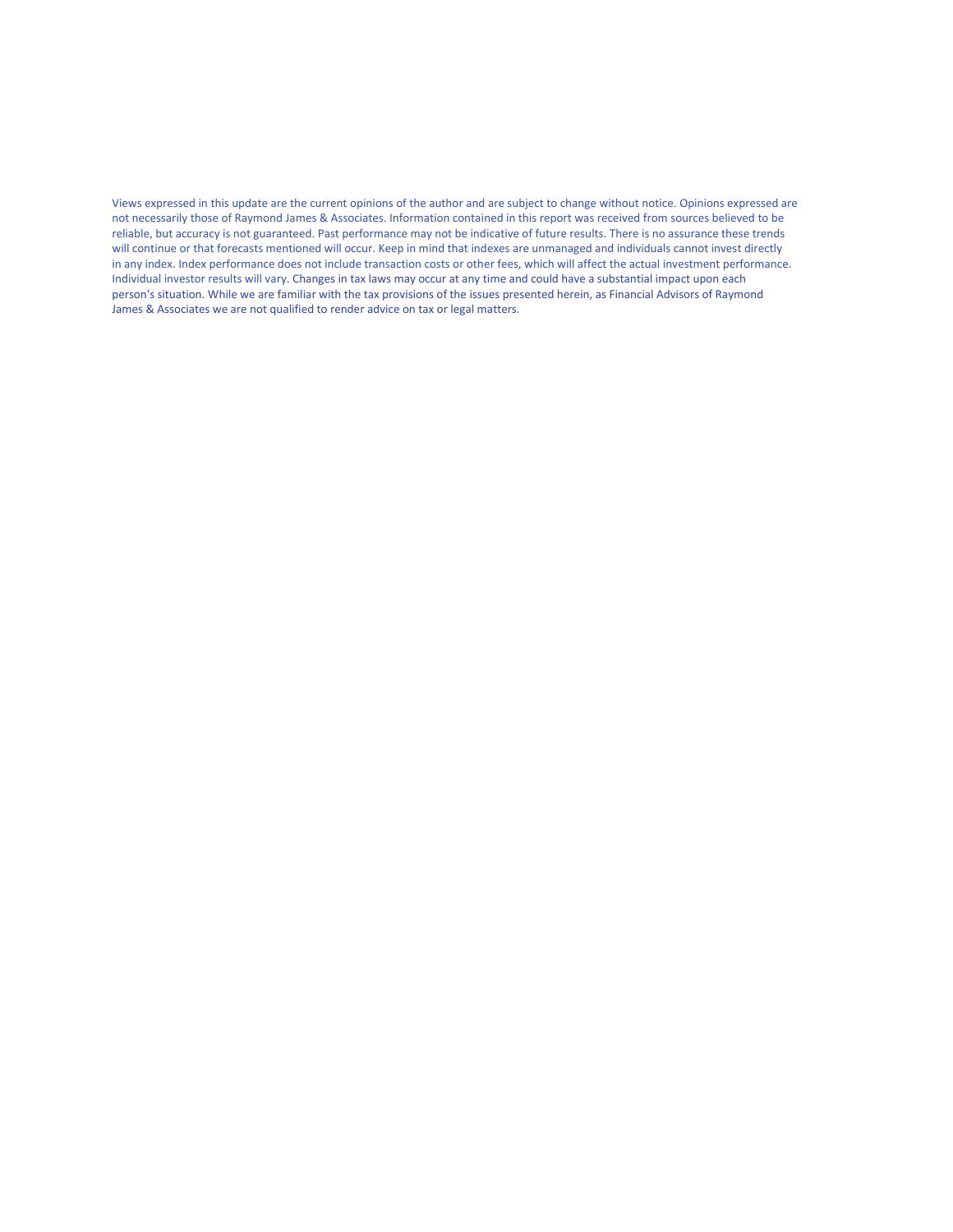Views expressed in this update are the current opinions of the author and are subject to change without notice. Opinions expressed are not necessarily those of Raymond James & Associates. Information contained in this report was received from sources believed to be reliable, but accuracy is not guaranteed. Past performance may not be indicative of future results. There is no assurance these trends will continue or that forecasts mentioned will occur. Keep in mind that indexes are unmanaged and individuals cannot invest directly in any index. Index performance does not include transaction costs or other fees, which will affect the actual investment performance. Individual investor results will vary. Changes in tax laws may occur at any time and could have a substantial impact upon each person's situation. While we are familiar with the tax provisions of the issues presented herein, as Financial Advisors of Raymond James & Associates we are not qualified to render advice on tax or legal matters.